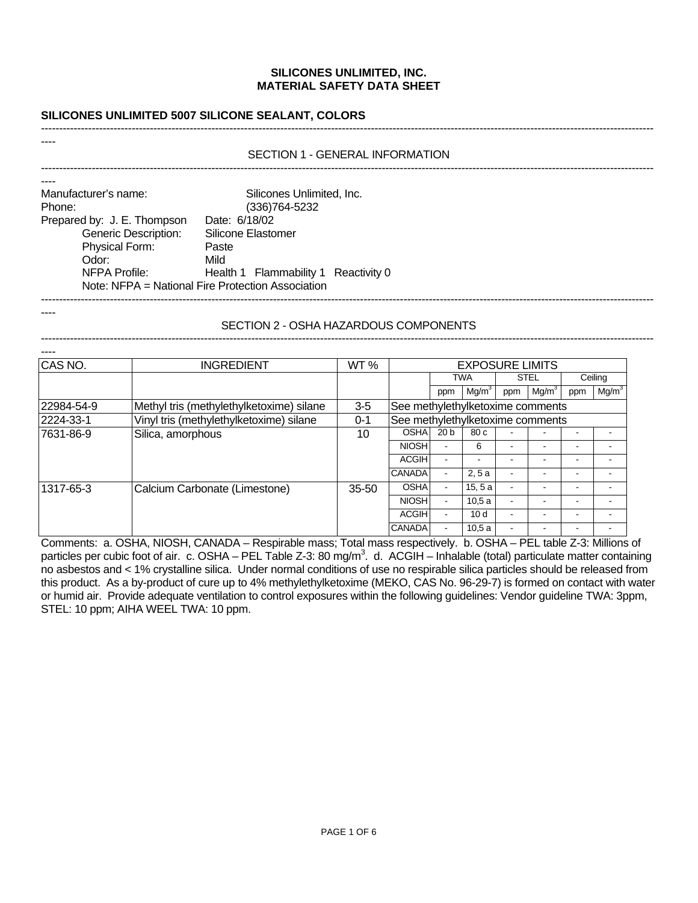# SILICONES UNLIMITED, INC.
# MATERIAL SAFETY DATA SHEET

## SILICONES UNLIMITED 5007 SILICONE SEALANT, COLORS

## SECTION 1 - GENERAL INFORMATION

Manufacturer's name: Silicones Unlimited, Inc.
Phone: (336)764-5232
Prepared by: J. E. Thompson Date: 6/18/02
Generic Description: Silicone Elastomer
Physical Form: Paste
Odor: Mild
NFPA Profile: Health 1 Flammability 1 Reactivity 0
Note: NFPA = National Fire Protection Association

## SECTION 2 - OSHA HAZARDOUS COMPONENTS

| CAS NO. | INGREDIENT | WT % | EXPOSURE LIMITS | | | | | | |
|---|---|---|---|---|---|---|---|---|---|
| | | | | TWA | | STEL | | Ceiling | |
| | | | | ppm | $Mg/m^3$ | ppm | $Mg/m^3$ | ppm | $Mg/m^3$ |
| 22984-54-9 | Methyl tris (methylethylketoxime) silane | 3-5 | See methylethylketoxime comments | | | | | | |
| 2224-33-1 | Vinyl tris (methylethylketoxime) silane | 0-1 | See methylethylketoxime comments | | | | | | |
| 7631-86-9 | Silica, amorphous | 10 | OSHA | 20 b | 80 c | - | - | - | - |
| | | | NIOSH | - | 6 | - | - | - | - |
| | | | ACGIH | - | - | - | - | - | - |
| | | | CANADA | - | 2, 5 a | - | - | - | - |
| 1317-65-3 | Calcium Carbonate (Limestone) | 35-50 | OSHA | - | 15, 5 a | - | - | - | - |
| | | | NIOSH | - | 10,5 a | - | - | - | - |
| | | | ACGIH | - | 10 d | - | - | - | - |
| | | | CANADA | - | 10,5 a | - | - | - | - |

Comments: a. OSHA, NIOSH, CANADA – Respirable mass; Total mass respectively. b. OSHA – PEL table Z-3: Millions of particles per cubic foot of air. c. OSHA – PEL Table Z-3: 80 $mg/m^3$. d. ACGIH – Inhalable (total) particulate matter containing no asbestos and < 1% crystalline silica. Under normal conditions of use no respirable silica particles should be released from this product. As a by-product of cure up to 4% methylethylketoxime (MEKO, CAS No. 96-29-7) is formed on contact with water or humid air. Provide adequate ventilation to control exposures within the following guidelines: Vendor guideline TWA: 3ppm, STEL: 10 ppm; AIHA WEEL TWA: 10 ppm.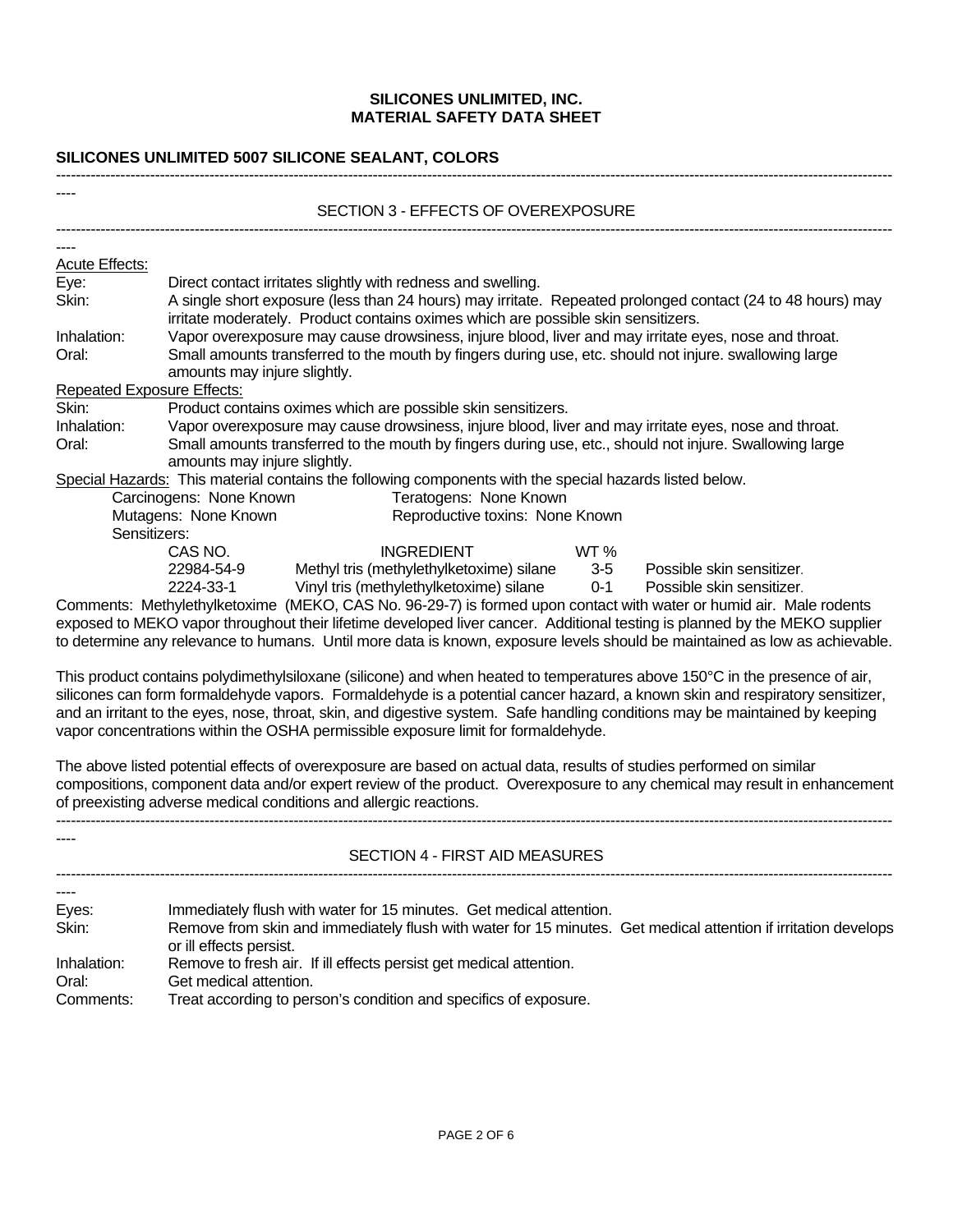**SILICONES UNLIMITED, INC.**
**MATERIAL SAFETY DATA SHEET**

**SILICONES UNLIMITED 5007 SILICONE SEALANT, COLORS**

## SECTION 3 - EFFECTS OF OVEREXPOSURE

__Acute Effects:__

| | |
|---|---|
| Eye: | Direct contact irritates slightly with redness and swelling. |
| Skin: | A single short exposure (less than 24 hours) may irritate. Repeated prolonged contact (24 to 48 hours) may irritate moderately. Product contains oximes which are possible skin sensitizers. |
| Inhalation: | Vapor overexposure may cause drowsiness, injure blood, liver and may irritate eyes, nose and throat. |
| Oral: | Small amounts transferred to the mouth by fingers during use, etc. should not injure. swallowing large amounts may injure slightly. |

__Repeated Exposure Effects:__

| | |
|---|---|
| Skin: | Product contains oximes which are possible skin sensitizers. |
| Inhalation: | Vapor overexposure may cause drowsiness, injure blood, liver and may irritate eyes, nose and throat. |
| Oral: | Small amounts transferred to the mouth by fingers during use, etc., should not injure. Swallowing large amounts may injure slightly. |

__Special Hazards:__ This material contains the following components with the special hazards listed below.

Carcinogens: None Known — Teratogens: None Known
Mutagens: None Known — Reproductive toxins: None Known
Sensitizers:

| CAS NO. | INGREDIENT | WT % | |
|---|---|---|---|
| 22984-54-9 | Methyl tris (methylethylketoxime) silane | 3-5 | Possible skin sensitizer. |
| 2224-33-1 | Vinyl tris (methylethylketoxime) silane | 0-1 | Possible skin sensitizer. |

Comments: Methylethylketoxime (MEKO, CAS No. 96-29-7) is formed upon contact with water or humid air. Male rodents exposed to MEKO vapor throughout their lifetime developed liver cancer. Additional testing is planned by the MEKO supplier to determine any relevance to humans. Until more data is known, exposure levels should be maintained as low as achievable.

This product contains polydimethylsiloxane (silicone) and when heated to temperatures above 150°C in the presence of air, silicones can form formaldehyde vapors. Formaldehyde is a potential cancer hazard, a known skin and respiratory sensitizer, and an irritant to the eyes, nose, throat, skin, and digestive system. Safe handling conditions may be maintained by keeping vapor concentrations within the OSHA permissible exposure limit for formaldehyde.

The above listed potential effects of overexposure are based on actual data, results of studies performed on similar compositions, component data and/or expert review of the product. Overexposure to any chemical may result in enhancement of preexisting adverse medical conditions and allergic reactions.

## SECTION 4 - FIRST AID MEASURES

| | |
|---|---|
| Eyes: | Immediately flush with water for 15 minutes. Get medical attention. |
| Skin: | Remove from skin and immediately flush with water for 15 minutes. Get medical attention if irritation develops or ill effects persist. |
| Inhalation: | Remove to fresh air. If ill effects persist get medical attention. |
| Oral: | Get medical attention. |
| Comments: | Treat according to person's condition and specifics of exposure. |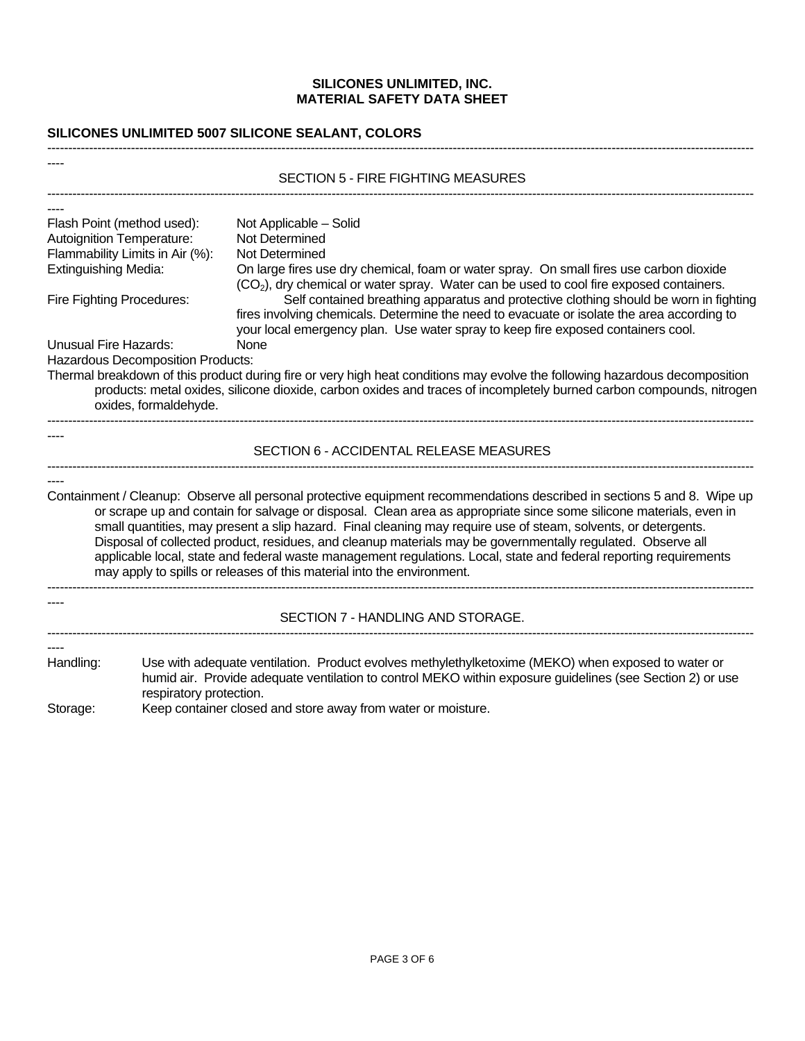# SILICONES UNLIMITED, INC.
# MATERIAL SAFETY DATA SHEET

**SILICONES UNLIMITED 5007 SILICONE SEALANT, COLORS**

## SECTION 5 - FIRE FIGHTING MEASURES

Flash Point (method used): Not Applicable – Solid

Autoignition Temperature: Not Determined

Flammability Limits in Air (%): Not Determined

Extinguishing Media: On large fires use dry chemical, foam or water spray. On small fires use carbon dioxide ($CO_2$), dry chemical or water spray. Water can be used to cool fire exposed containers.

Fire Fighting Procedures: Self contained breathing apparatus and protective clothing should be worn in fighting fires involving chemicals. Determine the need to evacuate or isolate the area according to your local emergency plan. Use water spray to keep fire exposed containers cool.

Unusual Fire Hazards: None

Hazardous Decomposition Products:

Thermal breakdown of this product during fire or very high heat conditions may evolve the following hazardous decomposition products: metal oxides, silicone dioxide, carbon oxides and traces of incompletely burned carbon compounds, nitrogen oxides, formaldehyde.

## SECTION 6 - ACCIDENTAL RELEASE MEASURES

Containment / Cleanup: Observe all personal protective equipment recommendations described in sections 5 and 8. Wipe up or scrape up and contain for salvage or disposal. Clean area as appropriate since some silicone materials, even in small quantities, may present a slip hazard. Final cleaning may require use of steam, solvents, or detergents. Disposal of collected product, residues, and cleanup materials may be governmentally regulated. Observe all applicable local, state and federal waste management regulations. Local, state and federal reporting requirements may apply to spills or releases of this material into the environment.

## SECTION 7 - HANDLING AND STORAGE.

Handling: Use with adequate ventilation. Product evolves methylethylketoxime (MEKO) when exposed to water or humid air. Provide adequate ventilation to control MEKO within exposure guidelines (see Section 2) or use respiratory protection.

Storage: Keep container closed and store away from water or moisture.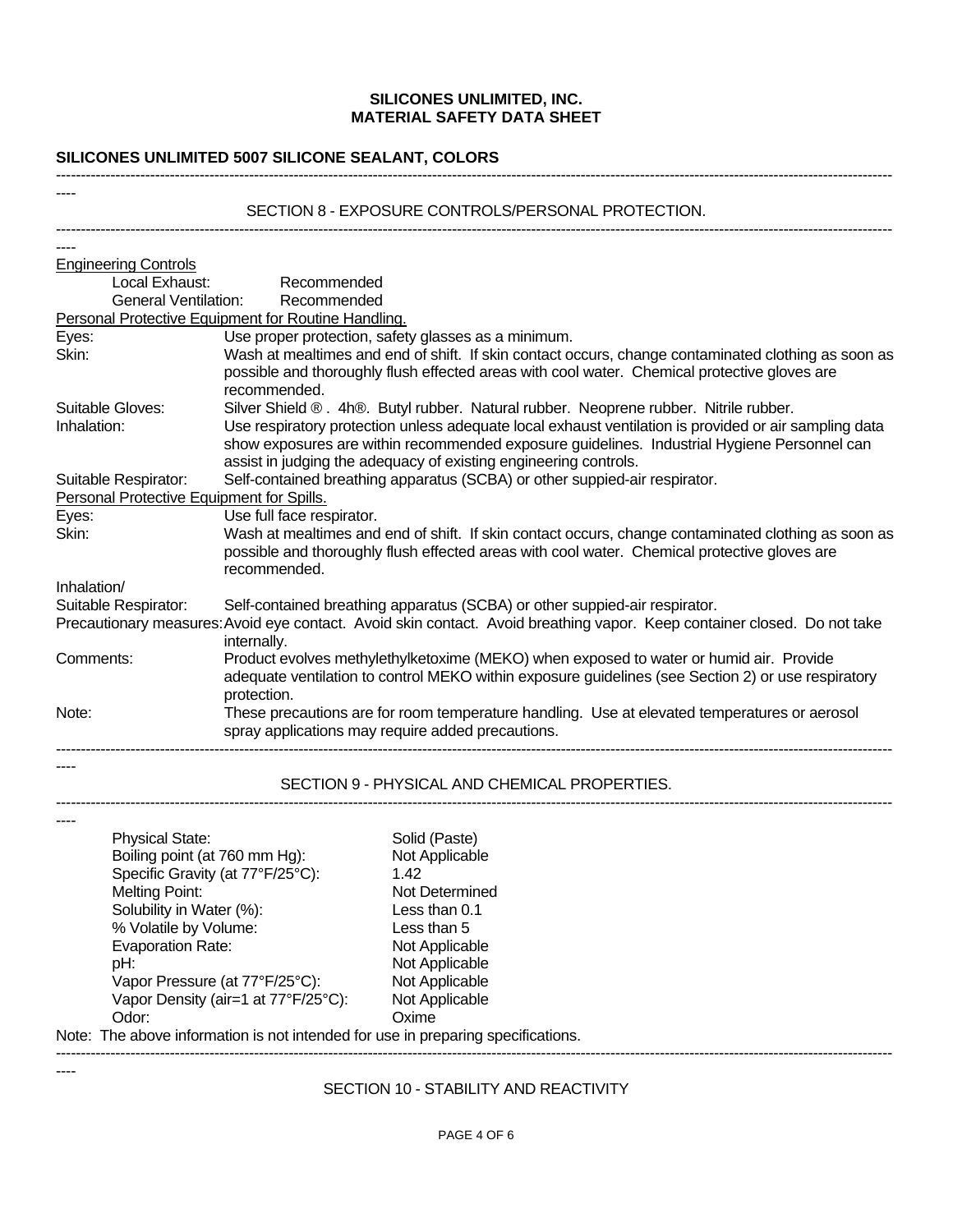**SILICONES UNLIMITED, INC.**
**MATERIAL SAFETY DATA SHEET**

**SILICONES UNLIMITED 5007 SILICONE SEALANT, COLORS**

## SECTION 8 - EXPOSURE CONTROLS/PERSONAL PROTECTION.

<u>Engineering Controls</u>

| | |
|---|---|
| Local Exhaust: | Recommended |
| General Ventilation: | Recommended |

<u>Personal Protective Equipment for Routine Handling.</u>

| | |
|---|---|
| Eyes: | Use proper protection, safety glasses as a minimum. |
| Skin: | Wash at mealtimes and end of shift. If skin contact occurs, change contaminated clothing as soon as possible and thoroughly flush effected areas with cool water. Chemical protective gloves are recommended. |
| Suitable Gloves: | Silver Shield ® . 4h®. Butyl rubber. Natural rubber. Neoprene rubber. Nitrile rubber. |
| Inhalation: | Use respiratory protection unless adequate local exhaust ventilation is provided or air sampling data show exposures are within recommended exposure guidelines. Industrial Hygiene Personnel can assist in judging the adequacy of existing engineering controls. |
| Suitable Respirator: | Self-contained breathing apparatus (SCBA) or other suppied-air respirator. |

<u>Personal Protective Equipment for Spills.</u>

| | |
|---|---|
| Eyes: | Use full face respirator. |
| Skin: | Wash at mealtimes and end of shift. If skin contact occurs, change contaminated clothing as soon as possible and thoroughly flush effected areas with cool water. Chemical protective gloves are recommended. |
| Inhalation/ Suitable Respirator: | Self-contained breathing apparatus (SCBA) or other suppied-air respirator. |
| Precautionary measures: | Avoid eye contact. Avoid skin contact. Avoid breathing vapor. Keep container closed. Do not take internally. |
| Comments: | Product evolves methylethylketoxime (MEKO) when exposed to water or humid air. Provide adequate ventilation to control MEKO within exposure guidelines (see Section 2) or use respiratory protection. |
| Note: | These precautions are for room temperature handling. Use at elevated temperatures or aerosol spray applications may require added precautions. |

## SECTION 9 - PHYSICAL AND CHEMICAL PROPERTIES.

| | |
|---|---|
| Physical State: | Solid (Paste) |
| Boiling point (at 760 mm Hg): | Not Applicable |
| Specific Gravity (at 77°F/25°C): | 1.42 |
| Melting Point: | Not Determined |
| Solubility in Water (%): | Less than 0.1 |
| % Volatile by Volume: | Less than 5 |
| Evaporation Rate: | Not Applicable |
| pH: | Not Applicable |
| Vapor Pressure (at 77°F/25°C): | Not Applicable |
| Vapor Density (air=1 at 77°F/25°C): | Not Applicable |
| Odor: | Oxime |

Note: The above information is not intended for use in preparing specifications.

## SECTION 10 - STABILITY AND REACTIVITY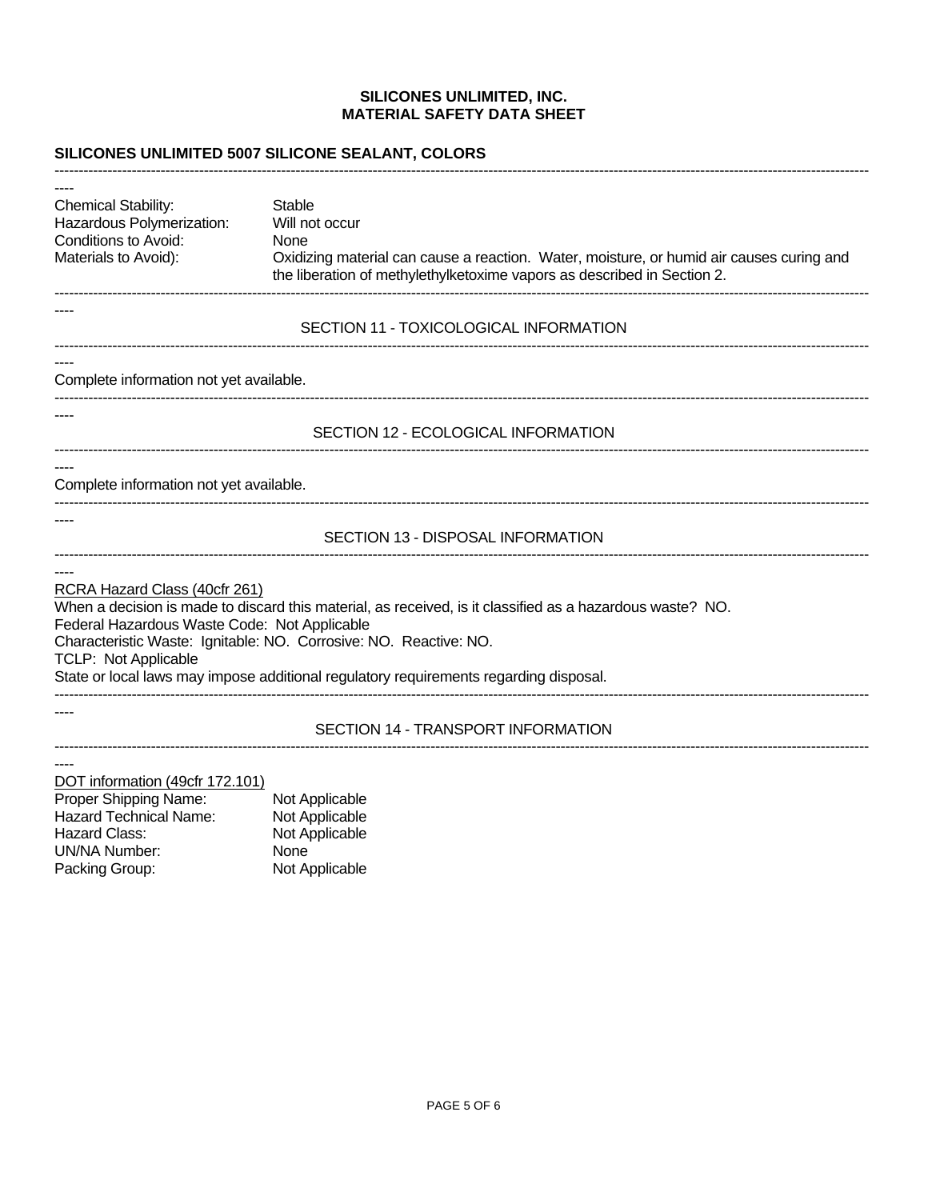**SILICONES UNLIMITED, INC.**
**MATERIAL SAFETY DATA SHEET**

**SILICONES UNLIMITED 5007 SILICONE SEALANT, COLORS**

---

| | |
|---|---|
| Chemical Stability: | Stable |
| Hazardous Polymerization: | Will not occur |
| Conditions to Avoid: | None |
| Materials to Avoid): | Oxidizing material can cause a reaction. Water, moisture, or humid air causes curing and the liberation of methylethylketoxime vapors as described in Section 2. |

---

## SECTION 11 - TOXICOLOGICAL INFORMATION

---

Complete information not yet available.

---

## SECTION 12 - ECOLOGICAL INFORMATION

---

Complete information not yet available.

---

## SECTION 13 - DISPOSAL INFORMATION

---

RCRA Hazard Class (40cfr 261)
When a decision is made to discard this material, as received, is it classified as a hazardous waste? NO.
Federal Hazardous Waste Code: Not Applicable
Characteristic Waste: Ignitable: NO. Corrosive: NO. Reactive: NO.
TCLP: Not Applicable
State or local laws may impose additional regulatory requirements regarding disposal.

---

## SECTION 14 - TRANSPORT INFORMATION

---

DOT information (49cfr 172.101)

| | |
|---|---|
| Proper Shipping Name: | Not Applicable |
| Hazard Technical Name: | Not Applicable |
| Hazard Class: | Not Applicable |
| UN/NA Number: | None |
| Packing Group: | Not Applicable |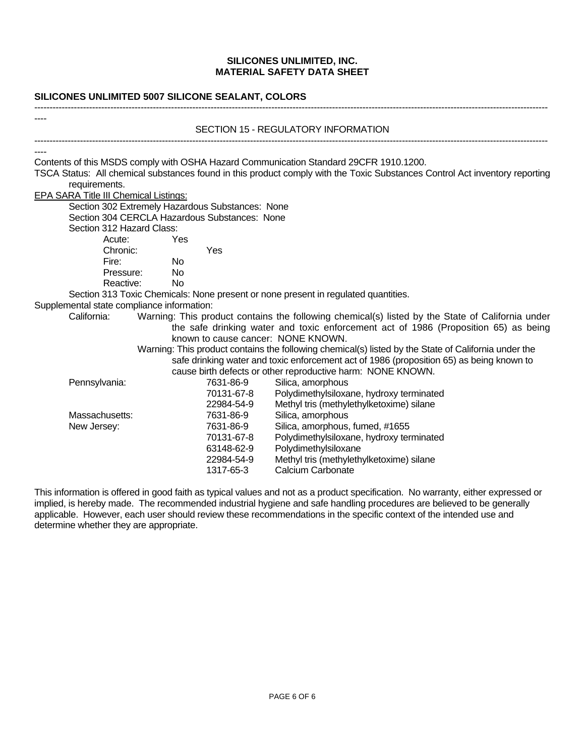**SILICONES UNLIMITED, INC.**
**MATERIAL SAFETY DATA SHEET**

**SILICONES UNLIMITED 5007 SILICONE SEALANT, COLORS**

---

SECTION 15 - REGULATORY INFORMATION

---

Contents of this MSDS comply with OSHA Hazard Communication Standard 29CFR 1910.1200.

TSCA Status: All chemical substances found in this product comply with the Toxic Substances Control Act inventory reporting requirements.

EPA SARA Title III Chemical Listings:

Section 302 Extremely Hazardous Substances: None

Section 304 CERCLA Hazardous Substances: None

Section 312 Hazard Class:

| | |
|---|---|
| Acute: | Yes |
| Chronic: | Yes |
| Fire: | No |
| Pressure: | No |
| Reactive: | No |

Section 313 Toxic Chemicals: None present or none present in regulated quantities.

Supplemental state compliance information:

California: Warning: This product contains the following chemical(s) listed by the State of California under the safe drinking water and toxic enforcement act of 1986 (Proposition 65) as being known to cause cancer: NONE KNOWN.

Warning: This product contains the following chemical(s) listed by the State of California under the safe drinking water and toxic enforcement act of 1986 (proposition 65) as being known to cause birth defects or other reproductive harm: NONE KNOWN.

| | | |
|---|---|---|
| Pennsylvania: | 7631-86-9 | Silica, amorphous |
| | 70131-67-8 | Polydimethylsiloxane, hydroxy terminated |
| | 22984-54-9 | Methyl tris (methylethylketoxime) silane |
| Massachusetts: | 7631-86-9 | Silica, amorphous |
| New Jersey: | 7631-86-9 | Silica, amorphous, fumed, #1655 |
| | 70131-67-8 | Polydimethylsiloxane, hydroxy terminated |
| | 63148-62-9 | Polydimethylsiloxane |
| | 22984-54-9 | Methyl tris (methylethylketoxime) silane |
| | 1317-65-3 | Calcium Carbonate |

This information is offered in good faith as typical values and not as a product specification. No warranty, either expressed or implied, is hereby made. The recommended industrial hygiene and safe handling procedures are believed to be generally applicable. However, each user should review these recommendations in the specific context of the intended use and determine whether they are appropriate.